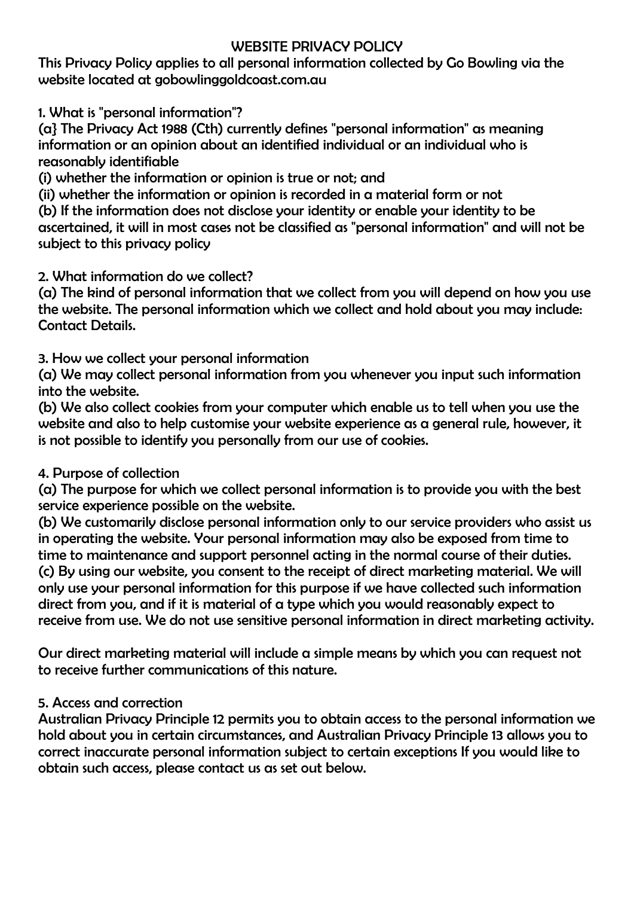# WEBSITE PRIVACY POLICY

This Privacy Policy applies to all personal information collected by Go Bowling via the website located at gobowlinggoldcoast.com.au

## 1. What is "personal information"?

(a} The Privacy Act 1988 (Cth) currently defines "personal information" as meaning information or an opinion about an identified individual or an individual who is reasonably identifiable

(i) whether the information or opinion is true or not; and

(ii) whether the information or opinion is recorded in a material form or not

(b) If the information does not disclose your identity or enable your identity to be ascertained, it will in most cases not be classified as "personal information" and will not be subject to this privacy policy

## 2. What information do we collect?

(a) The kind of personal information that we collect from you will depend on how you use the website. The personal information which we collect and hold about you may include: Contact Details.

## 3. How we collect your personal information

(a) We may collect personal information from you whenever you input such information into the website.

(b) We also collect cookies from your computer which enable us to tell when you use the website and also to help customise your website experience as a general rule, however, it is not possible to identify you personally from our use of cookies.

## 4. Purpose of collection

(a) The purpose for which we collect personal information is to provide you with the best service experience possible on the website.

(b) We customarily disclose personal information only to our service providers who assist us in operating the website. Your personal information may also be exposed from time to time to maintenance and support personnel acting in the normal course of their duties.

(c) By using our website, you consent to the receipt of direct marketing material. We will only use your personal information for this purpose if we have collected such information direct from you, and if it is material of a type which you would reasonably expect to receive from use. We do not use sensitive personal information in direct marketing activity.

Our direct marketing material will include a simple means by which you can request not to receive further communications of this nature.

## 5. Access and correction

Australian Privacy Principle 12 permits you to obtain access to the personal information we hold about you in certain circumstances, and Australian Privacy Principle 13 allows you to correct inaccurate personal information subject to certain exceptions If you would like to obtain such access, please contact us as set out below.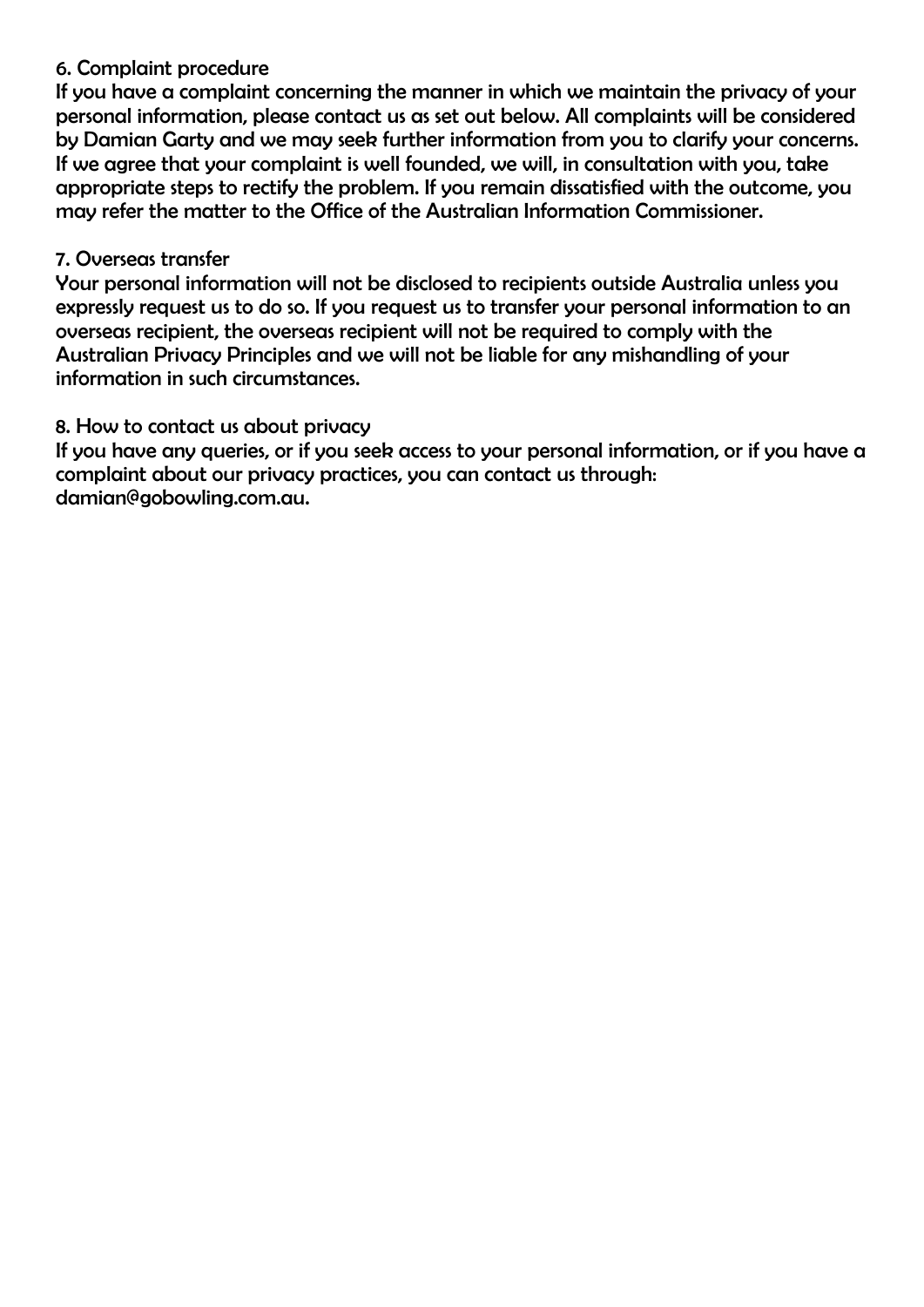## 6. Complaint procedure

If you have a complaint concerning the manner in which we maintain the privacy of your personal information, please contact us as set out below. All complaints will be considered by Damian Garty and we may seek further information from you to clarify your concerns. If we agree that your complaint is well founded, we will, in consultation with you, take appropriate steps to rectify the problem. If you remain dissatisfied with the outcome, you may refer the matter to the Office of the Australian Information Commissioner.

## 7. Overseas transfer

Your personal information will not be disclosed to recipients outside Australia unless you expressly request us to do so. If you request us to transfer your personal information to an overseas recipient, the overseas recipient will not be required to comply with the Australian Privacy Principles and we will not be liable for any mishandling of your information in such circumstances.

## 8. How to contact us about privacy

If you have any queries, or if you seek access to your personal information, or if you have a complaint about our privacy practices, you can contact us through: damian@gobowling.com.au.